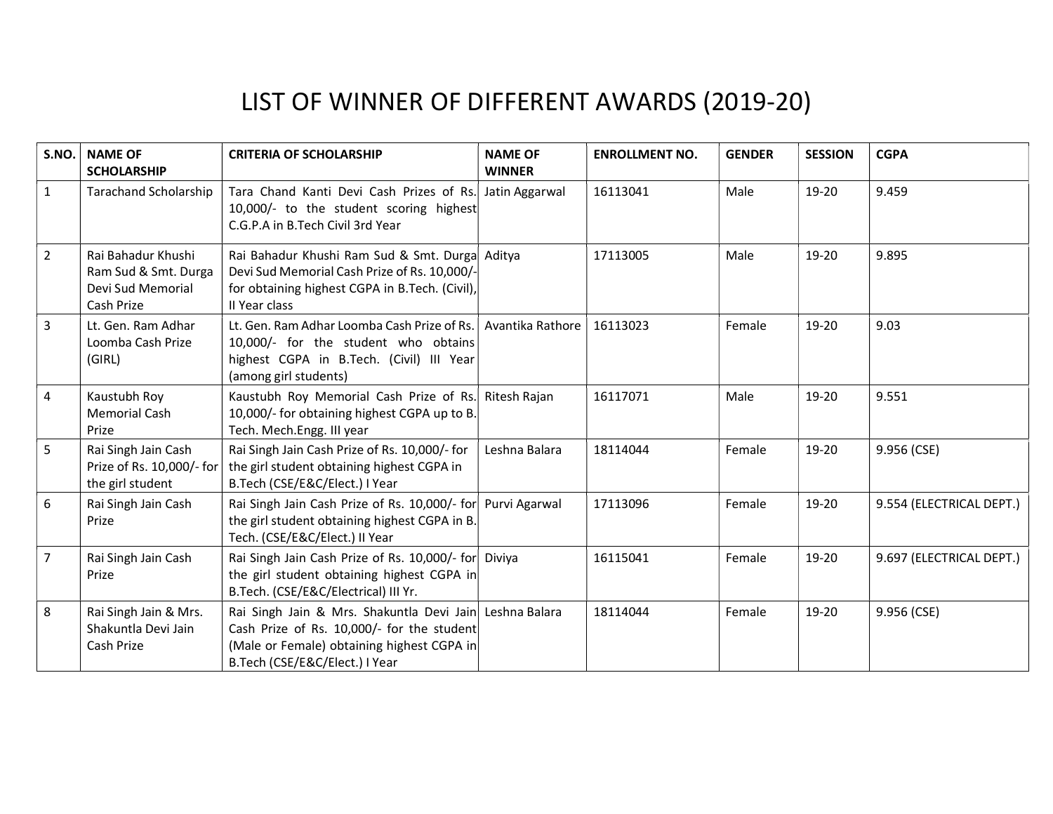# LIST OF WINNER OF DIFFERENT AWARDS (2019-20)

| S.NO. | NAME OF SCHOLARSHIP | CRITERIA OF SCHOLARSHIP | NAME OF WINNER | ENROLLMENT NO. | GENDER | SESSION | CGPA |
|---|---|---|---|---|---|---|---|
| 1 | Tarachand Scholarship | Tara Chand Kanti Devi Cash Prizes of Rs. 10,000/- to the student scoring highest C.G.P.A in B.Tech Civil 3rd Year | Jatin Aggarwal | 16113041 | Male | 19-20 | 9.459 |
| 2 | Rai Bahadur Khushi Ram Sud & Smt. Durga Devi Sud Memorial Cash Prize | Rai Bahadur Khushi Ram Sud & Smt. Durga Devi Sud Memorial Cash Prize of Rs. 10,000/- for obtaining highest CGPA in B.Tech. (Civil), II Year class | Aditya | 17113005 | Male | 19-20 | 9.895 |
| 3 | Lt. Gen. Ram Adhar Loomba Cash Prize (GIRL) | Lt. Gen. Ram Adhar Loomba Cash Prize of Rs. 10,000/- for the student who obtains highest CGPA in B.Tech. (Civil) III Year (among girl students) | Avantika Rathore | 16113023 | Female | 19-20 | 9.03 |
| 4 | Kaustubh Roy Memorial Cash Prize | Kaustubh Roy Memorial Cash Prize of Rs. 10,000/- for obtaining highest CGPA up to B. Tech. Mech.Engg. III year | Ritesh Rajan | 16117071 | Male | 19-20 | 9.551 |
| 5 | Rai Singh Jain Cash Prize of Rs. 10,000/- for the girl student | Rai Singh Jain Cash Prize of Rs. 10,000/- for the girl student obtaining highest CGPA in B.Tech (CSE/E&C/Elect.) I Year | Leshna Balara | 18114044 | Female | 19-20 | 9.956 (CSE) |
| 6 | Rai Singh Jain Cash Prize | Rai Singh Jain Cash Prize of Rs. 10,000/- for the girl student obtaining highest CGPA in B. Tech. (CSE/E&C/Elect.) II Year | Purvi Agarwal | 17113096 | Female | 19-20 | 9.554 (ELECTRICAL DEPT.) |
| 7 | Rai Singh Jain Cash Prize | Rai Singh Jain Cash Prize of Rs. 10,000/- for the girl student obtaining highest CGPA in B.Tech. (CSE/E&C/Electrical) III Yr. | Diviya | 16115041 | Female | 19-20 | 9.697 (ELECTRICAL DEPT.) |
| 8 | Rai Singh Jain & Mrs. Shakuntla Devi Jain Cash Prize | Rai Singh Jain & Mrs. Shakuntla Devi Jain Cash Prize of Rs. 10,000/- for the student (Male or Female) obtaining highest CGPA in B.Tech (CSE/E&C/Elect.) I Year | Leshna Balara | 18114044 | Female | 19-20 | 9.956 (CSE) |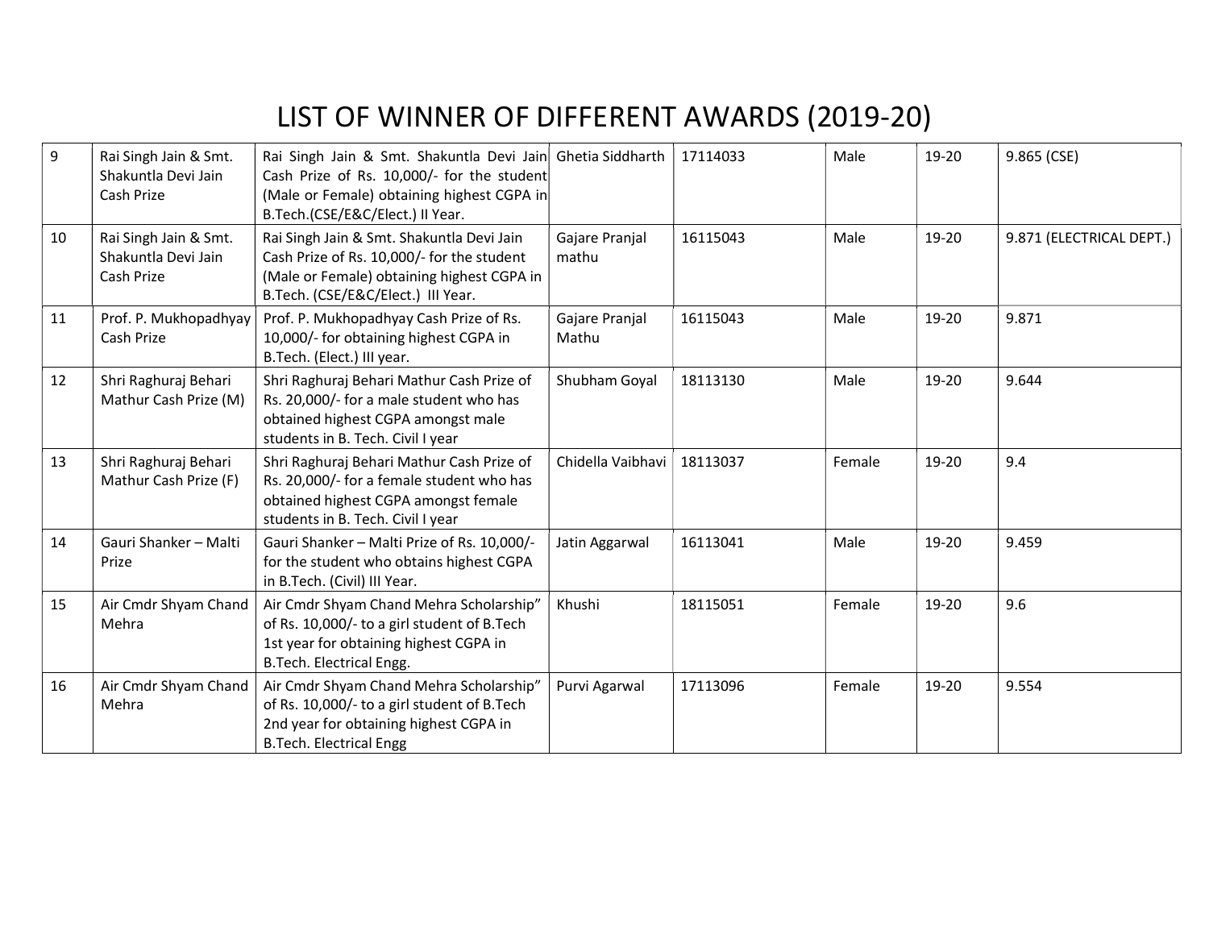# LIST OF WINNER OF DIFFERENT AWARDS (2019-20)

| | | | | | | | |
|---|---|---|---|---|---|---|---|
| 9 | Rai Singh Jain & Smt. Shakuntla Devi Jain Cash Prize | Rai Singh Jain & Smt. Shakuntla Devi Jain Cash Prize of Rs. 10,000/- for the student (Male or Female) obtaining highest CGPA in B.Tech.(CSE/E&C/Elect.) II Year. | Ghetia Siddharth | 17114033 | Male | 19-20 | 9.865 (CSE) |
| 10 | Rai Singh Jain & Smt. Shakuntla Devi Jain Cash Prize | Rai Singh Jain & Smt. Shakuntla Devi Jain Cash Prize of Rs. 10,000/- for the student (Male or Female) obtaining highest CGPA in B.Tech. (CSE/E&C/Elect.) III Year. | Gajare Pranjal mathu | 16115043 | Male | 19-20 | 9.871 (ELECTRICAL DEPT.) |
| 11 | Prof. P. Mukhopadhyay Cash Prize | Prof. P. Mukhopadhyay Cash Prize of Rs. 10,000/- for obtaining highest CGPA in B.Tech. (Elect.) III year. | Gajare Pranjal Mathu | 16115043 | Male | 19-20 | 9.871 |
| 12 | Shri Raghuraj Behari Mathur Cash Prize (M) | Shri Raghuraj Behari Mathur Cash Prize of Rs. 20,000/- for a male student who has obtained highest CGPA amongst male students in B. Tech. Civil I year | Shubham Goyal | 18113130 | Male | 19-20 | 9.644 |
| 13 | Shri Raghuraj Behari Mathur Cash Prize (F) | Shri Raghuraj Behari Mathur Cash Prize of Rs. 20,000/- for a female student who has obtained highest CGPA amongst female students in B. Tech. Civil I year | Chidella Vaibhavi | 18113037 | Female | 19-20 | 9.4 |
| 14 | Gauri Shanker – Malti Prize | Gauri Shanker – Malti Prize of Rs. 10,000/- for the student who obtains highest CGPA in B.Tech. (Civil) III Year. | Jatin Aggarwal | 16113041 | Male | 19-20 | 9.459 |
| 15 | Air Cmdr Shyam Chand Mehra | Air Cmdr Shyam Chand Mehra Scholarship" of Rs. 10,000/- to a girl student of B.Tech 1st year for obtaining highest CGPA in B.Tech. Electrical Engg. | Khushi | 18115051 | Female | 19-20 | 9.6 |
| 16 | Air Cmdr Shyam Chand Mehra | Air Cmdr Shyam Chand Mehra Scholarship" of Rs. 10,000/- to a girl student of B.Tech 2nd year for obtaining highest CGPA in B.Tech. Electrical Engg | Purvi Agarwal | 17113096 | Female | 19-20 | 9.554 |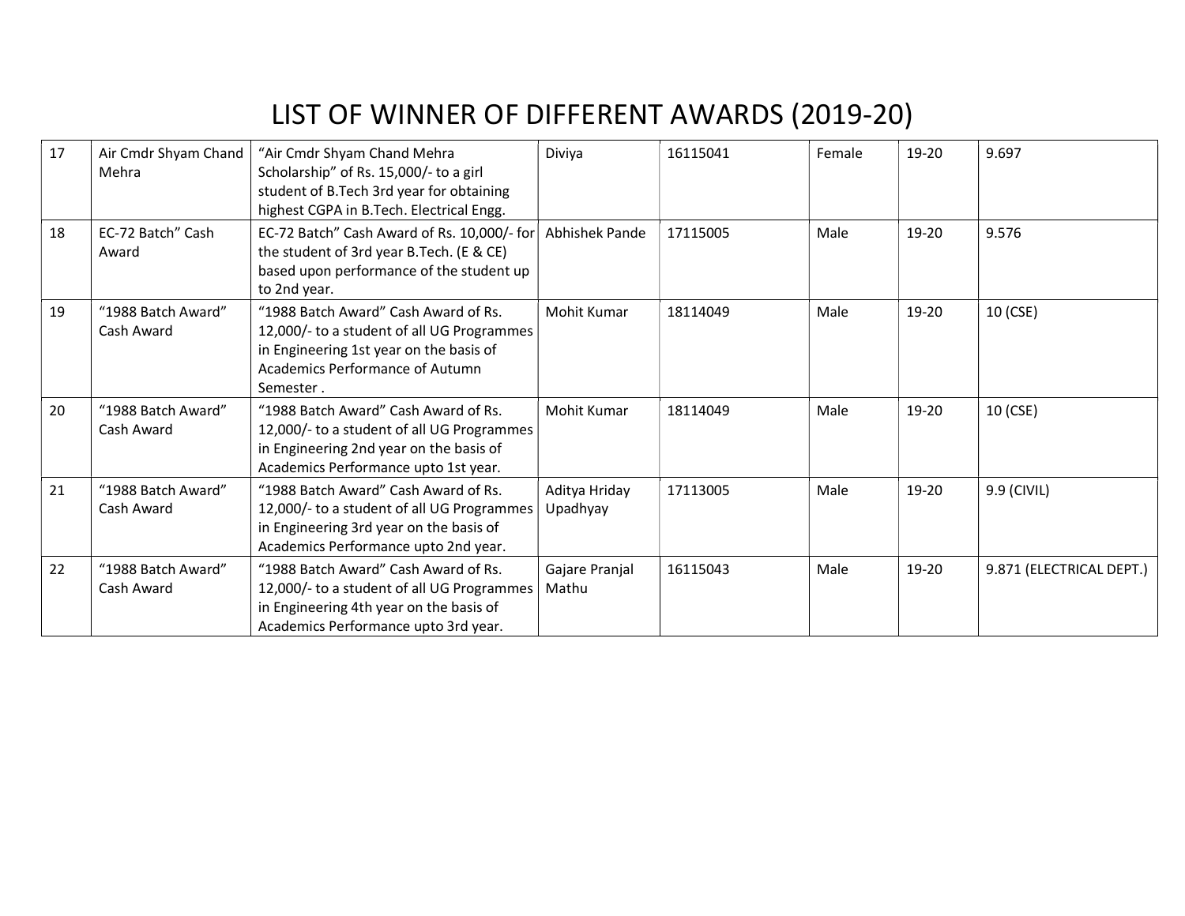# LIST OF WINNER OF DIFFERENT AWARDS (2019-20)

| | | | | | | | |
|---|---|---|---|---|---|---|---|
| 17 | Air Cmdr Shyam Chand Mehra | "Air Cmdr Shyam Chand Mehra Scholarship" of Rs. 15,000/- to a girl student of B.Tech 3rd year for obtaining highest CGPA in B.Tech. Electrical Engg. | Diviya | 16115041 | Female | 19-20 | 9.697 |
| 18 | EC-72 Batch" Cash Award | EC-72 Batch" Cash Award of Rs. 10,000/- for the student of 3rd year B.Tech. (E & CE) based upon performance of the student up to 2nd year. | Abhishek Pande | 17115005 | Male | 19-20 | 9.576 |
| 19 | "1988 Batch Award" Cash Award | "1988 Batch Award" Cash Award of Rs. 12,000/- to a student of all UG Programmes in Engineering 1st year on the basis of Academics Performance of Autumn Semester . | Mohit Kumar | 18114049 | Male | 19-20 | 10 (CSE) |
| 20 | "1988 Batch Award" Cash Award | "1988 Batch Award" Cash Award of Rs. 12,000/- to a student of all UG Programmes in Engineering 2nd year on the basis of Academics Performance upto 1st year. | Mohit Kumar | 18114049 | Male | 19-20 | 10 (CSE) |
| 21 | "1988 Batch Award" Cash Award | "1988 Batch Award" Cash Award of Rs. 12,000/- to a student of all UG Programmes in Engineering 3rd year on the basis of Academics Performance upto 2nd year. | Aditya Hriday Upadhyay | 17113005 | Male | 19-20 | 9.9 (CIVIL) |
| 22 | "1988 Batch Award" Cash Award | "1988 Batch Award" Cash Award of Rs. 12,000/- to a student of all UG Programmes in Engineering 4th year on the basis of Academics Performance upto 3rd year. | Gajare Pranjal Mathu | 16115043 | Male | 19-20 | 9.871 (ELECTRICAL DEPT.) |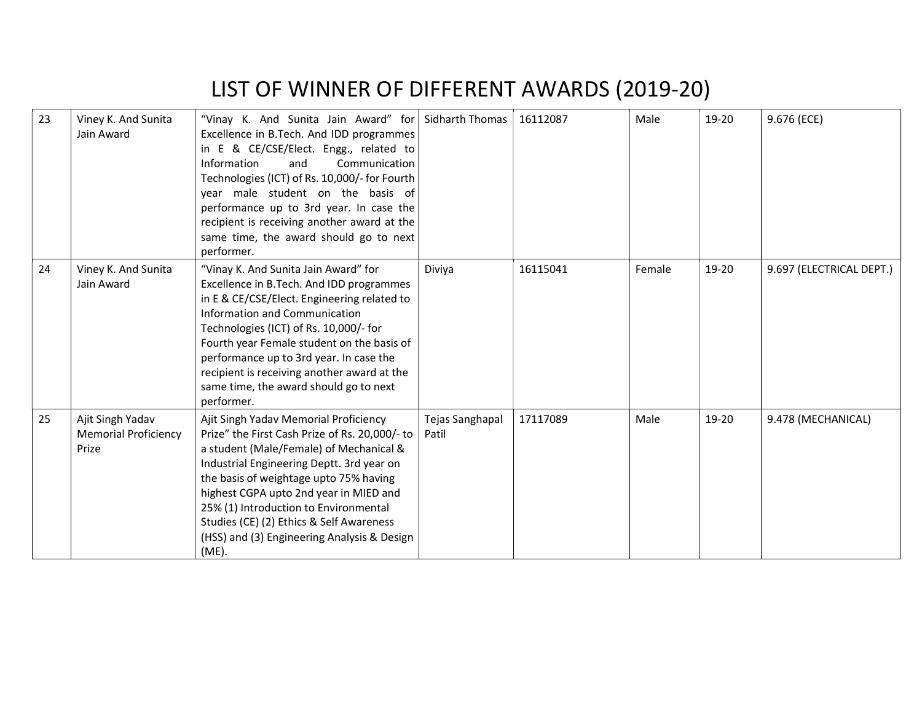# LIST OF WINNER OF DIFFERENT AWARDS (2019-20)

| | | | | | | | |
|---|---|---|---|---|---|---|---|
| 23 | Viney K. And Sunita Jain Award | "Vinay K. And Sunita Jain Award" for Excellence in B.Tech. And IDD programmes in E & CE/CSE/Elect. Engg., related to Information and Communication Technologies (ICT) of Rs. 10,000/- for Fourth year male student on the basis of performance up to 3rd year. In case the recipient is receiving another award at the same time, the award should go to next performer. | Sidharth Thomas | 16112087 | Male | 19-20 | 9.676 (ECE) |
| 24 | Viney K. And Sunita Jain Award | "Vinay K. And Sunita Jain Award" for Excellence in B.Tech. And IDD programmes in E & CE/CSE/Elect. Engineering related to Information and Communication Technologies (ICT) of Rs. 10,000/- for Fourth year Female student on the basis of performance up to 3rd year. In case the recipient is receiving another award at the same time, the award should go to next performer. | Diviya | 16115041 | Female | 19-20 | 9.697 (ELECTRICAL DEPT.) |
| 25 | Ajit Singh Yadav Memorial Proficiency Prize | Ajit Singh Yadav Memorial Proficiency Prize" the First Cash Prize of Rs. 20,000/- to a student (Male/Female) of Mechanical & Industrial Engineering Deptt. 3rd year on the basis of weightage upto 75% having highest CGPA upto 2nd year in MIED and 25% (1) Introduction to Environmental Studies (CE) (2) Ethics & Self Awareness (HSS) and (3) Engineering Analysis & Design (ME). | Tejas Sanghapal Patil | 17117089 | Male | 19-20 | 9.478 (MECHANICAL) |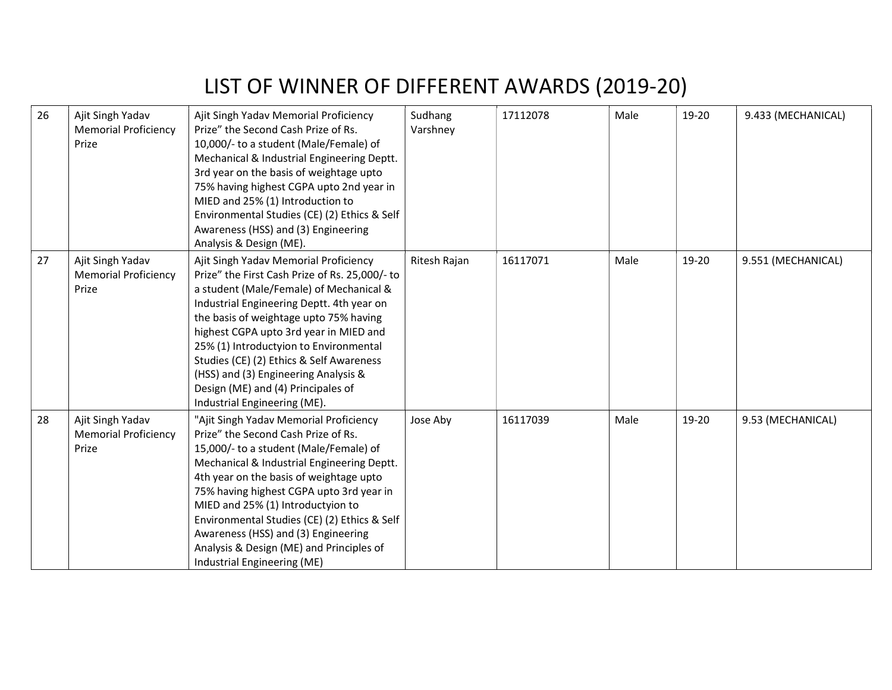# LIST OF WINNER OF DIFFERENT AWARDS (2019-20)

| | | | | | | | |
|---|---|---|---|---|---|---|---|
| 26 | Ajit Singh Yadav Memorial Proficiency Prize | Ajit Singh Yadav Memorial Proficiency Prize" the Second Cash Prize of Rs. 10,000/- to a student (Male/Female) of Mechanical & Industrial Engineering Deptt. 3rd year on the basis of weightage upto 75% having highest CGPA upto 2nd year in MIED and 25% (1) Introduction to Environmental Studies (CE) (2) Ethics & Self Awareness (HSS) and (3) Engineering Analysis & Design (ME). | Sudhang Varshney | 17112078 | Male | 19-20 | 9.433 (MECHANICAL) |
| 27 | Ajit Singh Yadav Memorial Proficiency Prize | Ajit Singh Yadav Memorial Proficiency Prize" the First Cash Prize of Rs. 25,000/- to a student (Male/Female) of Mechanical & Industrial Engineering Deptt. 4th year on the basis of weightage upto 75% having highest CGPA upto 3rd year in MIED and 25% (1) Introductyion to Environmental Studies (CE) (2) Ethics & Self Awareness (HSS) and (3) Engineering Analysis & Design (ME) and (4) Principales of Industrial Engineering (ME). | Ritesh Rajan | 16117071 | Male | 19-20 | 9.551 (MECHANICAL) |
| 28 | Ajit Singh Yadav Memorial Proficiency Prize | "Ajit Singh Yadav Memorial Proficiency Prize" the Second Cash Prize of Rs. 15,000/- to a student (Male/Female) of Mechanical & Industrial Engineering Deptt. 4th year on the basis of weightage upto 75% having highest CGPA upto 3rd year in MIED and 25% (1) Introductyion to Environmental Studies (CE) (2) Ethics & Self Awareness (HSS) and (3) Engineering Analysis & Design (ME) and Principles of Industrial Engineering (ME) | Jose Aby | 16117039 | Male | 19-20 | 9.53 (MECHANICAL) |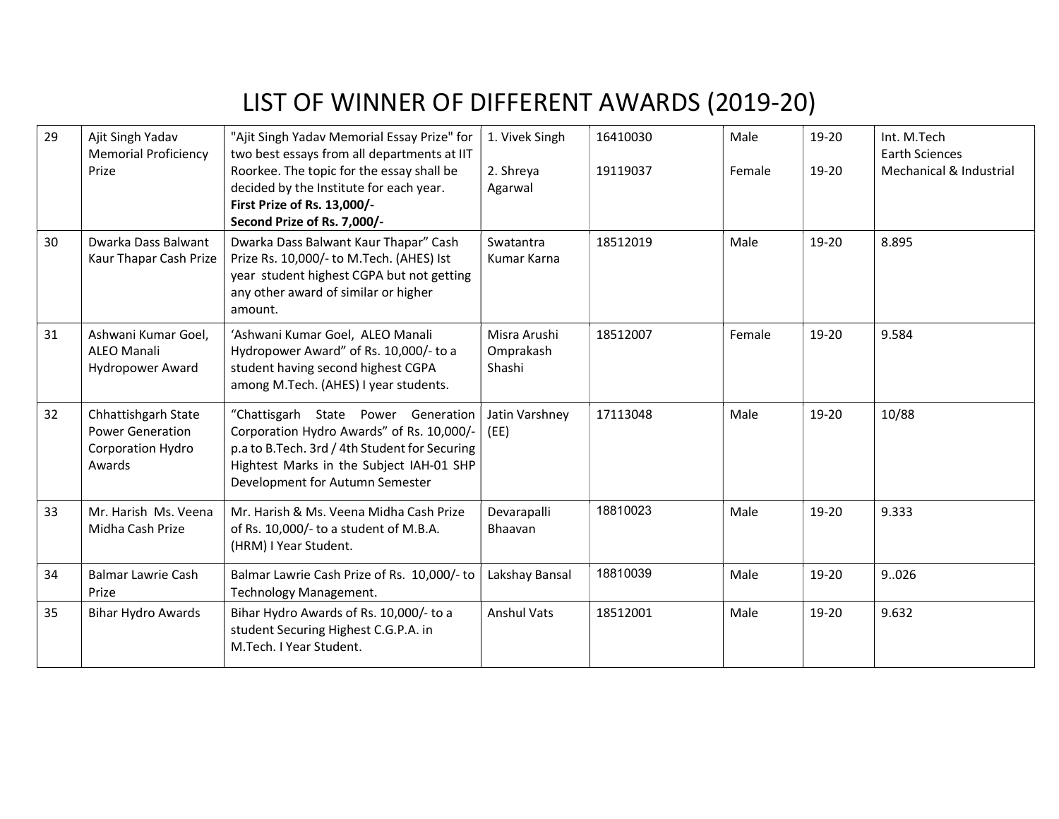# LIST OF WINNER OF DIFFERENT AWARDS (2019-20)

| | | | | | | | |
|---|---|---|---|---|---|---|---|
| 29 | Ajit Singh Yadav Memorial Proficiency Prize | "Ajit Singh Yadav Memorial Essay Prize" for two best essays from all departments at IIT Roorkee. The topic for the essay shall be decided by the Institute for each year. **First Prize of Rs. 13,000/-** **Second Prize of Rs. 7,000/-** | 1. Vivek Singh<br><br>2. Shreya Agarwal | 16410030<br><br>19119037 | Male<br><br>Female | 19-20<br><br>19-20 | Int. M.Tech Earth Sciences<br>Mechanical & Industrial |
| 30 | Dwarka Dass Balwant Kaur Thapar Cash Prize | Dwarka Dass Balwant Kaur Thapar" Cash Prize Rs. 10,000/- to M.Tech. (AHES) Ist year student highest CGPA but not getting any other award of similar or higher amount. | Swatantra Kumar Karna | 18512019 | Male | 19-20 | 8.895 |
| 31 | Ashwani Kumar Goel, ALEO Manali Hydropower Award | 'Ashwani Kumar Goel, ALEO Manali Hydropower Award" of Rs. 10,000/- to a student having second highest CGPA among M.Tech. (AHES) I year students. | Misra Arushi Omprakash Shashi | 18512007 | Female | 19-20 | 9.584 |
| 32 | Chhattishgarh State Power Generation Corporation Hydro Awards | "Chattisgarh State Power Generation Corporation Hydro Awards" of Rs. 10,000/- p.a to B.Tech. 3rd / 4th Student for Securing Hightest Marks in the Subject IAH-01 SHP Development for Autumn Semester | Jatin Varshney (EE) | 17113048 | Male | 19-20 | 10/88 |
| 33 | Mr. Harish Ms. Veena Midha Cash Prize | Mr. Harish & Ms. Veena Midha Cash Prize of Rs. 10,000/- to a student of M.B.A. (HRM) I Year Student. | Devarapalli Bhaavan | 18810023 | Male | 19-20 | 9.333 |
| 34 | Balmar Lawrie Cash Prize | Balmar Lawrie Cash Prize of Rs. 10,000/- to Technology Management. | Lakshay Bansal | 18810039 | Male | 19-20 | 9..026 |
| 35 | Bihar Hydro Awards | Bihar Hydro Awards of Rs. 10,000/- to a student Securing Highest C.G.P.A. in M.Tech. I Year Student. | Anshul Vats | 18512001 | Male | 19-20 | 9.632 |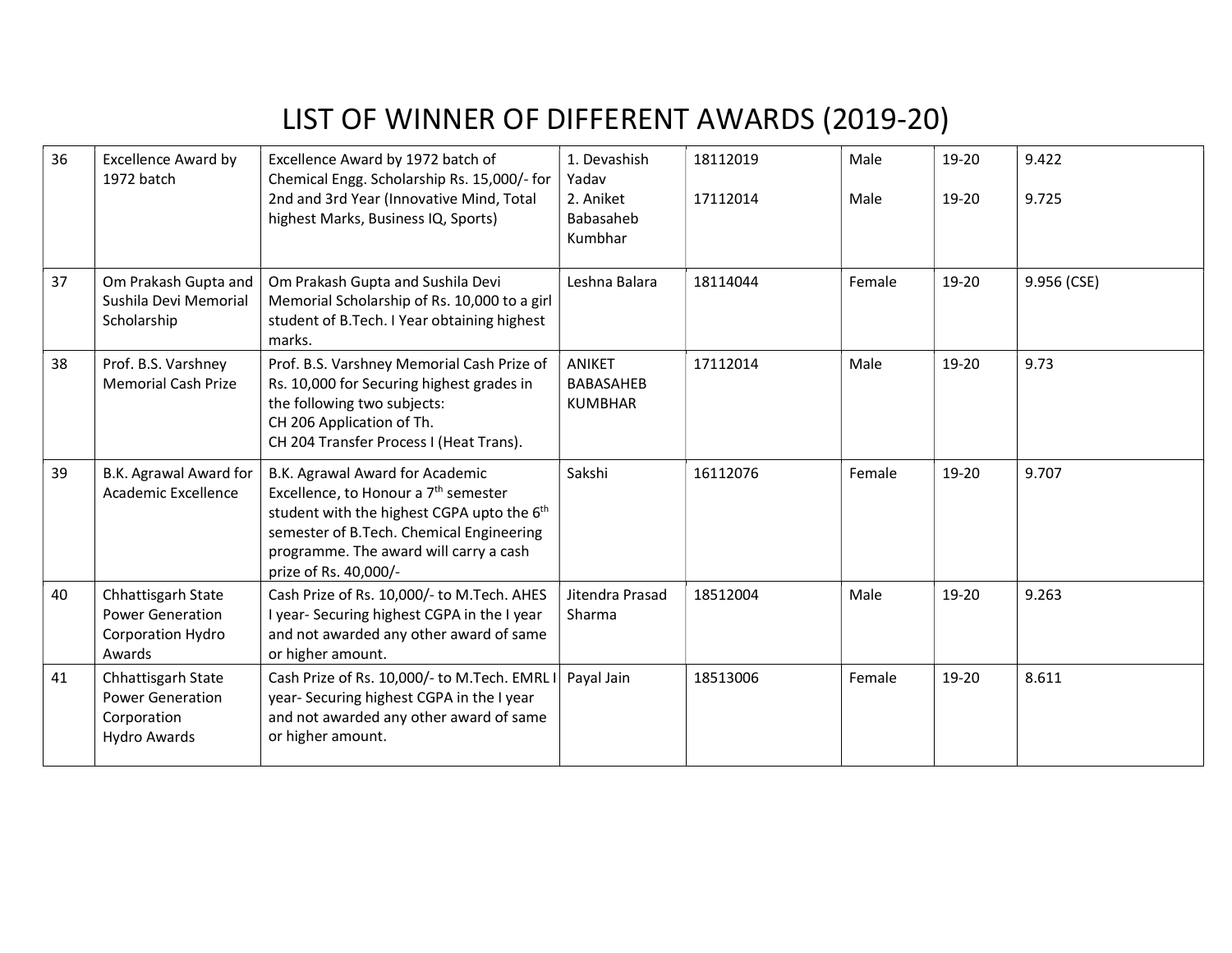# LIST OF WINNER OF DIFFERENT AWARDS (2019-20)

| | | | | | | | |
|---|---|---|---|---|---|---|---|
| 36 | Excellence Award by 1972 batch | Excellence Award by 1972 batch of Chemical Engg. Scholarship Rs. 15,000/- for 2nd and 3rd Year (Innovative Mind, Total highest Marks, Business IQ, Sports) | 1. Devashish Yadav<br>2. Aniket Babasaheb Kumbhar | 18112019<br>17112014 | Male<br>Male | 19-20<br>19-20 | 9.422<br>9.725 |
| 37 | Om Prakash Gupta and Sushila Devi Memorial Scholarship | Om Prakash Gupta and Sushila Devi Memorial Scholarship of Rs. 10,000 to a girl student of B.Tech. I Year obtaining highest marks. | Leshna Balara | 18114044 | Female | 19-20 | 9.956 (CSE) |
| 38 | Prof. B.S. Varshney Memorial Cash Prize | Prof. B.S. Varshney Memorial Cash Prize of Rs. 10,000 for Securing highest grades in the following two subjects:<br>CH 206 Application of Th.<br>CH 204 Transfer Process I (Heat Trans). | ANIKET BABASAHEB KUMBHAR | 17112014 | Male | 19-20 | 9.73 |
| 39 | B.K. Agrawal Award for Academic Excellence | B.K. Agrawal Award for Academic Excellence, to Honour a 7th semester student with the highest CGPA upto the 6th semester of B.Tech. Chemical Engineering programme. The award will carry a cash prize of Rs. 40,000/- | Sakshi | 16112076 | Female | 19-20 | 9.707 |
| 40 | Chhattisgarh State Power Generation Corporation Hydro Awards | Cash Prize of Rs. 10,000/- to M.Tech. AHES I year- Securing highest CGPA in the I year and not awarded any other award of same or higher amount. | Jitendra Prasad Sharma | 18512004 | Male | 19-20 | 9.263 |
| 41 | Chhattisgarh State Power Generation Corporation Hydro Awards | Cash Prize of Rs. 10,000/- to M.Tech. EMRL I year- Securing highest CGPA in the I year and not awarded any other award of same or higher amount. | Payal Jain | 18513006 | Female | 19-20 | 8.611 |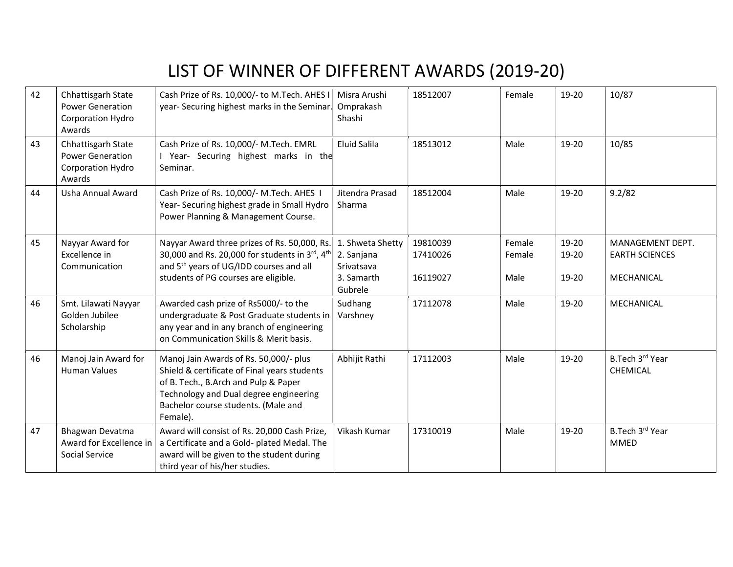# LIST OF WINNER OF DIFFERENT AWARDS (2019-20)

| | | | | | | | |
|---|---|---|---|---|---|---|---|
| 42 | Chhattisgarh State Power Generation Corporation Hydro Awards | Cash Prize of Rs. 10,000/- to M.Tech. AHES I year- Securing highest marks in the Seminar. | Misra Arushi Omprakash Shashi | 18512007 | Female | 19-20 | 10/87 |
| 43 | Chhattisgarh State Power Generation Corporation Hydro Awards | Cash Prize of Rs. 10,000/- M.Tech. EMRL I Year- Securing highest marks in the Seminar. | Eluid Salila | 18513012 | Male | 19-20 | 10/85 |
| 44 | Usha Annual Award | Cash Prize of Rs. 10,000/- M.Tech. AHES I Year- Securing highest grade in Small Hydro Power Planning & Management Course. | Jitendra Prasad Sharma | 18512004 | Male | 19-20 | 9.2/82 |
| 45 | Nayyar Award for Excellence in Communication | Nayyar Award three prizes of Rs. 50,000, Rs. 30,000 and Rs. 20,000 for students in 3rd, 4th and 5th years of UG/IDD courses and all students of PG courses are eligible. | 1. Shweta Shetty<br>2. Sanjana Srivatsava<br>3. Samarth Gubrele | 19810039<br>17410026<br>16119027 | Female<br>Female<br>Male | 19-20<br>19-20<br>19-20 | MANAGEMENT DEPT.<br>EARTH SCIENCES<br>MECHANICAL |
| 46 | Smt. Lilawati Nayyar Golden Jubilee Scholarship | Awarded cash prize of Rs5000/- to the undergraduate & Post Graduate students in any year and in any branch of engineering on Communication Skills & Merit basis. | Sudhang Varshney | 17112078 | Male | 19-20 | MECHANICAL |
| 46 | Manoj Jain Award for Human Values | Manoj Jain Awards of Rs. 50,000/- plus Shield & certificate of Final years students of B. Tech., B.Arch and Pulp & Paper Technology and Dual degree engineering Bachelor course students. (Male and Female). | Abhijit Rathi | 17112003 | Male | 19-20 | B.Tech 3rd Year CHEMICAL |
| 47 | Bhagwan Devatma Award for Excellence in Social Service | Award will consist of Rs. 20,000 Cash Prize, a Certificate and a Gold- plated Medal. The award will be given to the student during third year of his/her studies. | Vikash Kumar | 17310019 | Male | 19-20 | B.Tech 3rd Year MMED |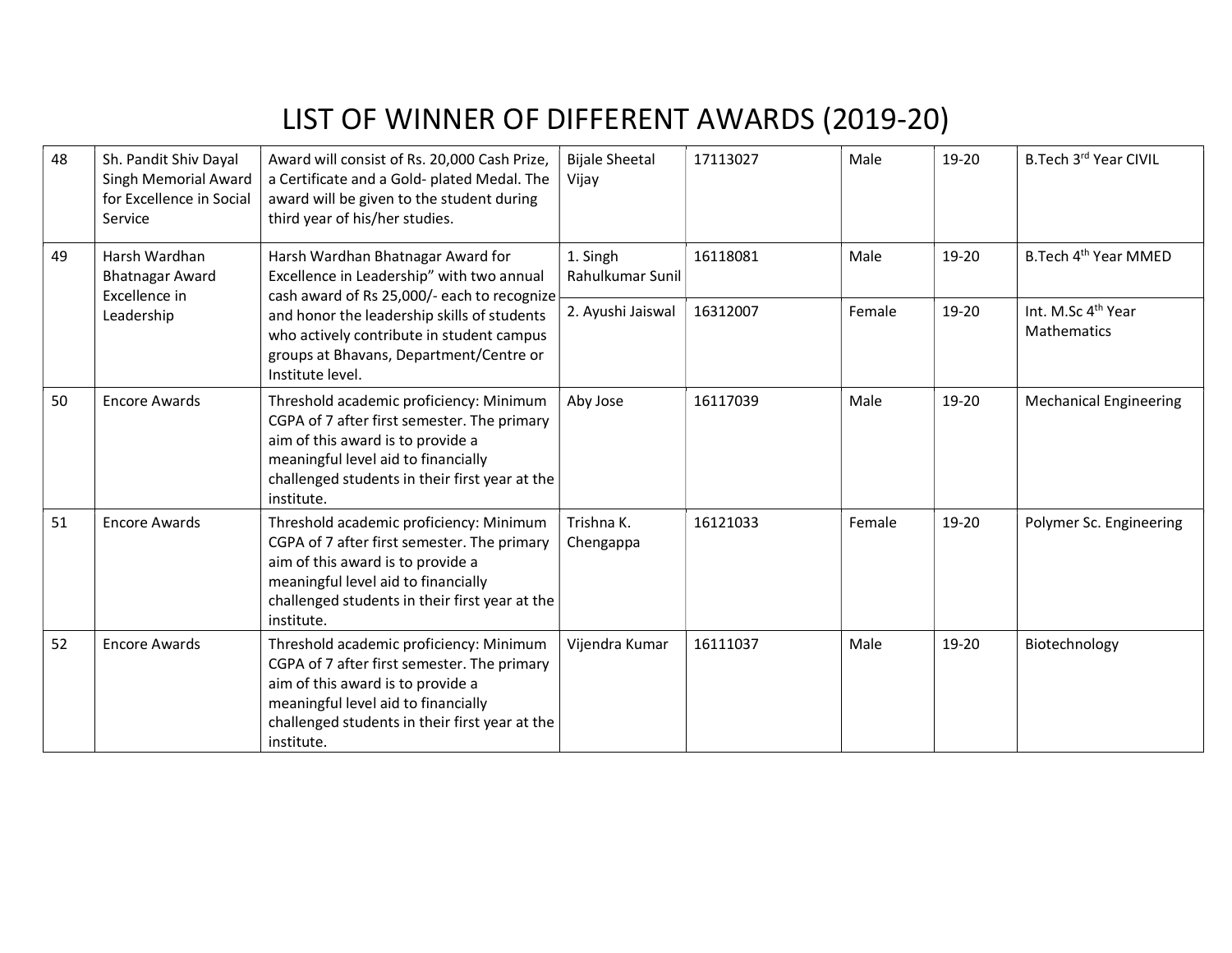# LIST OF WINNER OF DIFFERENT AWARDS (2019-20)

| | | | | | | | |
|---|---|---|---|---|---|---|---|
| 48 | Sh. Pandit Shiv Dayal Singh Memorial Award for Excellence in Social Service | Award will consist of Rs. 20,000 Cash Prize, a Certificate and a Gold- plated Medal. The award will be given to the student during third year of his/her studies. | Bijale Sheetal Vijay | 17113027 | Male | 19-20 | B.Tech 3rd Year CIVIL |
| 49 | Harsh Wardhan Bhatnagar Award Excellence in Leadership | Harsh Wardhan Bhatnagar Award for Excellence in Leadership" with two annual cash award of Rs 25,000/- each to recognize and honor the leadership skills of students who actively contribute in student campus groups at Bhavans, Department/Centre or Institute level. | 1. Singh Rahulkumar Sunil | 16118081 | Male | 19-20 | B.Tech 4th Year MMED |
| | | | 2. Ayushi Jaiswal | 16312007 | Female | 19-20 | Int. M.Sc 4th Year Mathematics |
| 50 | Encore Awards | Threshold academic proficiency: Minimum CGPA of 7 after first semester. The primary aim of this award is to provide a meaningful level aid to financially challenged students in their first year at the institute. | Aby Jose | 16117039 | Male | 19-20 | Mechanical Engineering |
| 51 | Encore Awards | Threshold academic proficiency: Minimum CGPA of 7 after first semester. The primary aim of this award is to provide a meaningful level aid to financially challenged students in their first year at the institute. | Trishna K. Chengappa | 16121033 | Female | 19-20 | Polymer Sc. Engineering |
| 52 | Encore Awards | Threshold academic proficiency: Minimum CGPA of 7 after first semester. The primary aim of this award is to provide a meaningful level aid to financially challenged students in their first year at the institute. | Vijendra Kumar | 16111037 | Male | 19-20 | Biotechnology |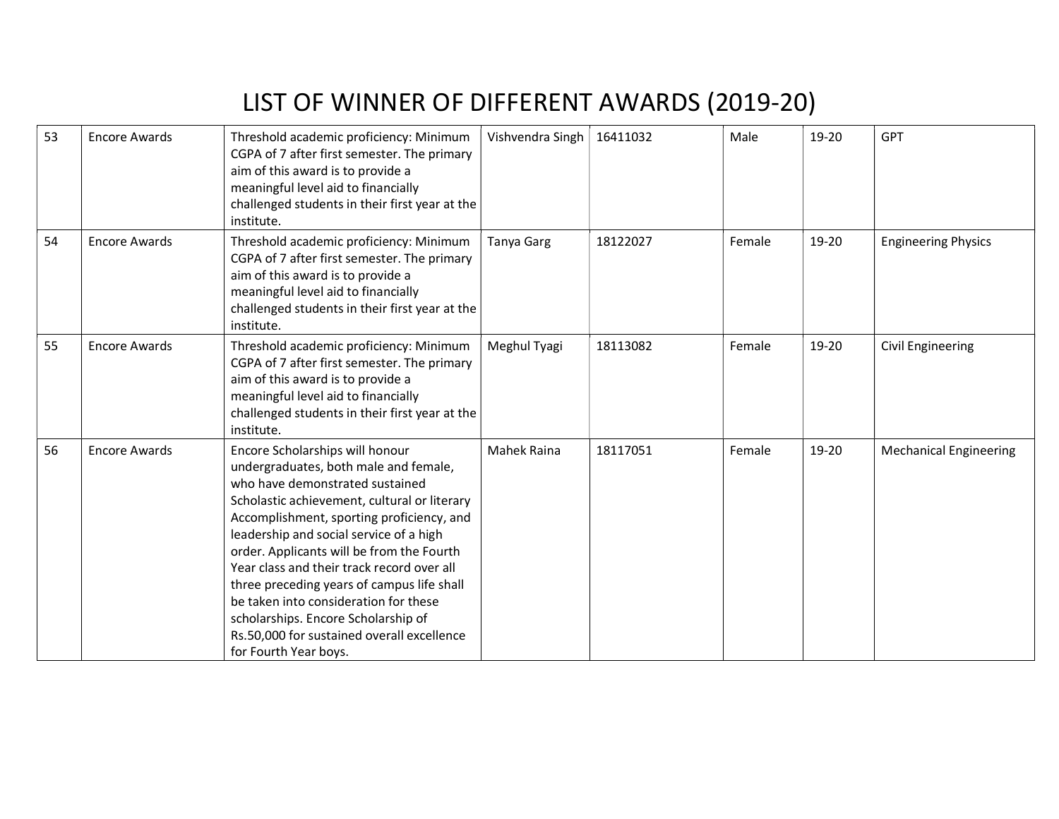# LIST OF WINNER OF DIFFERENT AWARDS (2019-20)

| | | | | | | | |
|---|---|---|---|---|---|---|---|
| 53 | Encore Awards | Threshold academic proficiency: Minimum CGPA of 7 after first semester. The primary aim of this award is to provide a meaningful level aid to financially challenged students in their first year at the institute. | Vishvendra Singh | 16411032 | Male | 19-20 | GPT |
| 54 | Encore Awards | Threshold academic proficiency: Minimum CGPA of 7 after first semester. The primary aim of this award is to provide a meaningful level aid to financially challenged students in their first year at the institute. | Tanya Garg | 18122027 | Female | 19-20 | Engineering Physics |
| 55 | Encore Awards | Threshold academic proficiency: Minimum CGPA of 7 after first semester. The primary aim of this award is to provide a meaningful level aid to financially challenged students in their first year at the institute. | Meghul Tyagi | 18113082 | Female | 19-20 | Civil Engineering |
| 56 | Encore Awards | Encore Scholarships will honour undergraduates, both male and female, who have demonstrated sustained Scholastic achievement, cultural or literary Accomplishment, sporting proficiency, and leadership and social service of a high order. Applicants will be from the Fourth Year class and their track record over all three preceding years of campus life shall be taken into consideration for these scholarships. Encore Scholarship of Rs.50,000 for sustained overall excellence for Fourth Year boys. | Mahek Raina | 18117051 | Female | 19-20 | Mechanical Engineering |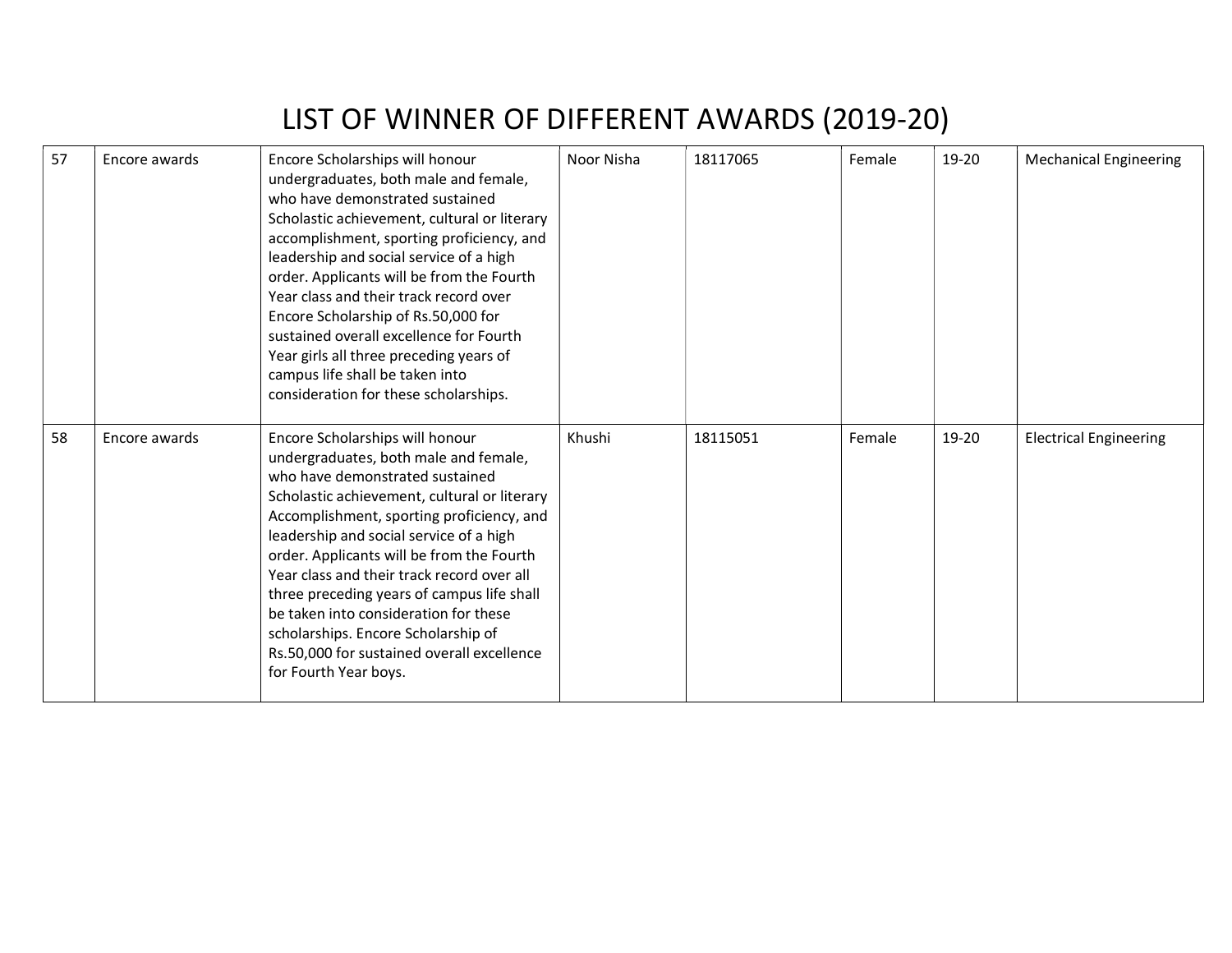# LIST OF WINNER OF DIFFERENT AWARDS (2019-20)

| | | | | | | | |
|---|---|---|---|---|---|---|---|
| 57 | Encore awards | Encore Scholarships will honour undergraduates, both male and female, who have demonstrated sustained Scholastic achievement, cultural or literary accomplishment, sporting proficiency, and leadership and social service of a high order. Applicants will be from the Fourth Year class and their track record over Encore Scholarship of Rs.50,000 for sustained overall excellence for Fourth Year girls all three preceding years of campus life shall be taken into consideration for these scholarships. | Noor Nisha | 18117065 | Female | 19-20 | Mechanical Engineering |
| 58 | Encore awards | Encore Scholarships will honour undergraduates, both male and female, who have demonstrated sustained Scholastic achievement, cultural or literary Accomplishment, sporting proficiency, and leadership and social service of a high order. Applicants will be from the Fourth Year class and their track record over all three preceding years of campus life shall be taken into consideration for these scholarships. Encore Scholarship of Rs.50,000 for sustained overall excellence for Fourth Year boys. | Khushi | 18115051 | Female | 19-20 | Electrical Engineering |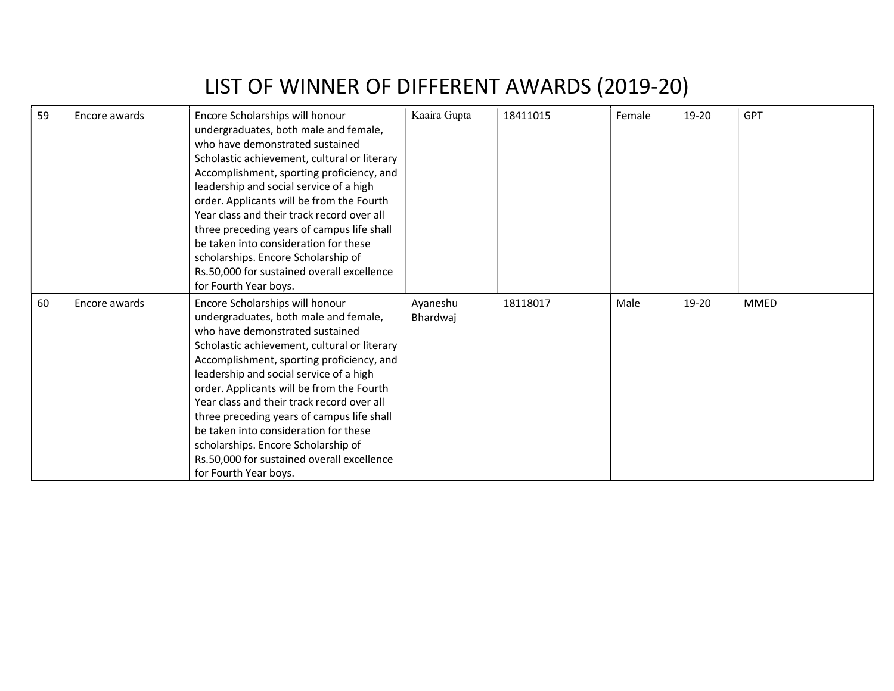# LIST OF WINNER OF DIFFERENT AWARDS (2019-20)

| | | | | | | | |
|---|---|---|---|---|---|---|---|
| 59 | Encore awards | Encore Scholarships will honour undergraduates, both male and female, who have demonstrated sustained Scholastic achievement, cultural or literary Accomplishment, sporting proficiency, and leadership and social service of a high order. Applicants will be from the Fourth Year class and their track record over all three preceding years of campus life shall be taken into consideration for these scholarships. Encore Scholarship of Rs.50,000 for sustained overall excellence for Fourth Year boys. | Kaaira Gupta | 18411015 | Female | 19-20 | GPT |
| 60 | Encore awards | Encore Scholarships will honour undergraduates, both male and female, who have demonstrated sustained Scholastic achievement, cultural or literary Accomplishment, sporting proficiency, and leadership and social service of a high order. Applicants will be from the Fourth Year class and their track record over all three preceding years of campus life shall be taken into consideration for these scholarships. Encore Scholarship of Rs.50,000 for sustained overall excellence for Fourth Year boys. | Ayaneshu Bhardwaj | 18118017 | Male | 19-20 | MMED |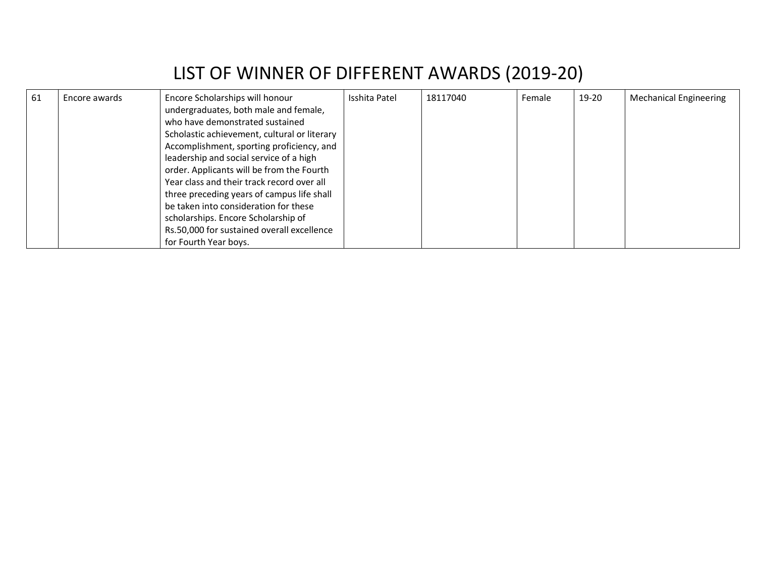# LIST OF WINNER OF DIFFERENT AWARDS (2019-20)

| | | | | | | | |
|---|---|---|---|---|---|---|---|
| 61 | Encore awards | Encore Scholarships will honour undergraduates, both male and female, who have demonstrated sustained Scholastic achievement, cultural or literary Accomplishment, sporting proficiency, and leadership and social service of a high order. Applicants will be from the Fourth Year class and their track record over all three preceding years of campus life shall be taken into consideration for these scholarships. Encore Scholarship of Rs.50,000 for sustained overall excellence for Fourth Year boys. | Isshita Patel | 18117040 | Female | 19-20 | Mechanical Engineering |